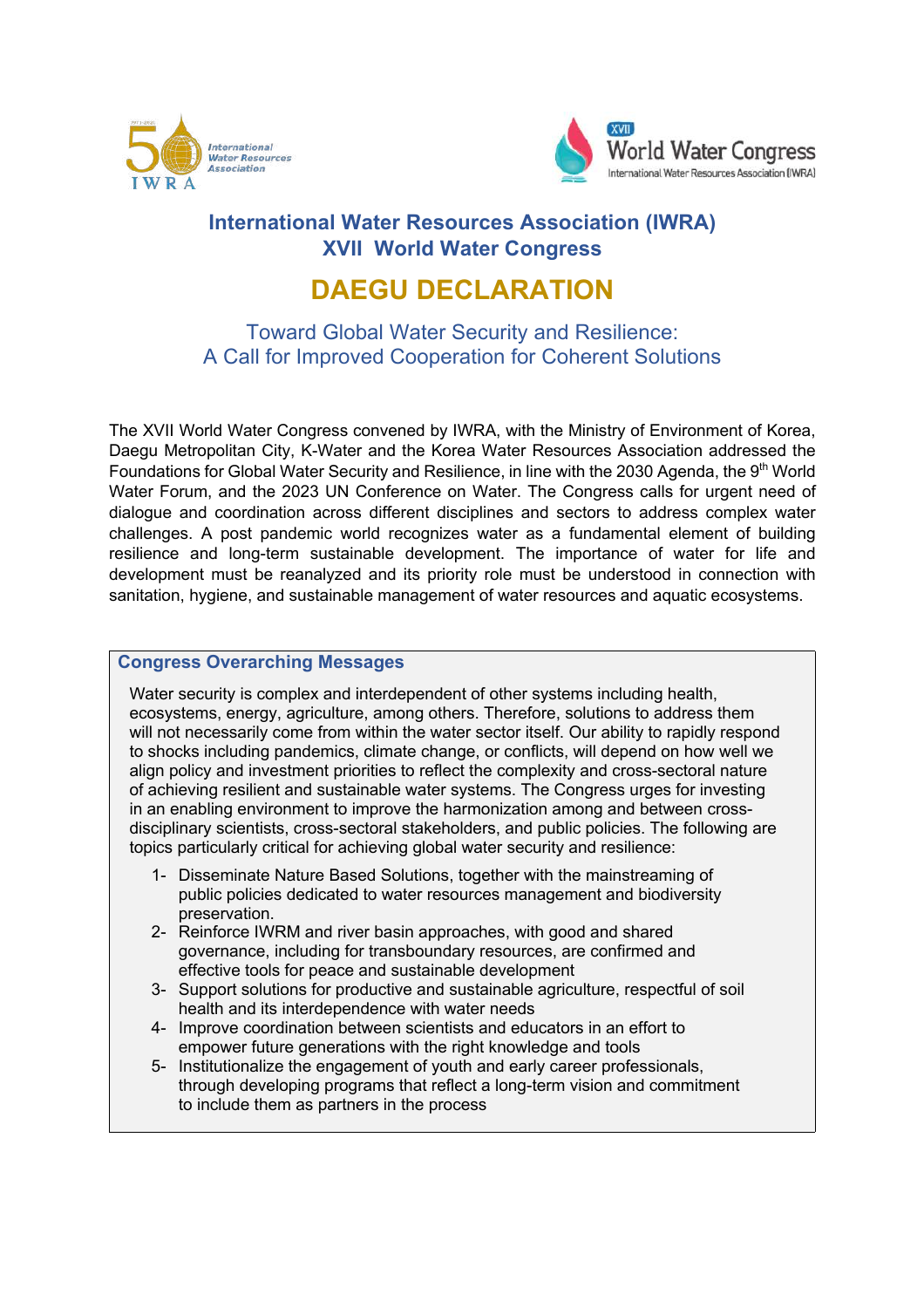## International Water Resources Association (IWRA)
## XVII World Water Congress

# DAEGU DECLARATION

### Toward Global Water Security and Resilience: A Call for Improved Cooperation for Coherent Solutions

The XVII World Water Congress convened by IWRA, with the Ministry of Environment of Korea, Daegu Metropolitan City, K-Water and the Korea Water Resources Association addressed the Foundations for Global Water Security and Resilience, in line with the 2030 Agenda, the 9th World Water Forum, and the 2023 UN Conference on Water. The Congress calls for urgent need of dialogue and coordination across different disciplines and sectors to address complex water challenges. A post pandemic world recognizes water as a fundamental element of building resilience and long-term sustainable development. The importance of water for life and development must be reanalyzed and its priority role must be understood in connection with sanitation, hygiene, and sustainable management of water resources and aquatic ecosystems.

### Congress Overarching Messages

Water security is complex and interdependent of other systems including health, ecosystems, energy, agriculture, among others. Therefore, solutions to address them will not necessarily come from within the water sector itself. Our ability to rapidly respond to shocks including pandemics, climate change, or conflicts, will depend on how well we align policy and investment priorities to reflect the complexity and cross-sectoral nature of achieving resilient and sustainable water systems. The Congress urges for investing in an enabling environment to improve the harmonization among and between cross-disciplinary scientists, cross-sectoral stakeholders, and public policies. The following are topics particularly critical for achieving global water security and resilience:

1- Disseminate Nature Based Solutions, together with the mainstreaming of public policies dedicated to water resources management and biodiversity preservation.
2- Reinforce IWRM and river basin approaches, with good and shared governance, including for transboundary resources, are confirmed and effective tools for peace and sustainable development
3- Support solutions for productive and sustainable agriculture, respectful of soil health and its interdependence with water needs
4- Improve coordination between scientists and educators in an effort to empower future generations with the right knowledge and tools
5- Institutionalize the engagement of youth and early career professionals, through developing programs that reflect a long-term vision and commitment to include them as partners in the process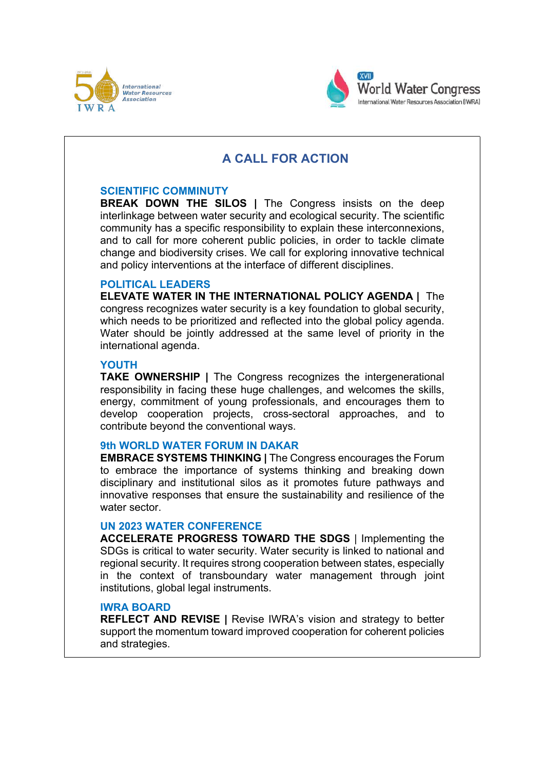# A CALL FOR ACTION

## SCIENTIFIC COMMINUTY

**BREAK DOWN THE SILOS |** The Congress insists on the deep interlinkage between water security and ecological security. The scientific community has a specific responsibility to explain these interconnexions, and to call for more coherent public policies, in order to tackle climate change and biodiversity crises. We call for exploring innovative technical and policy interventions at the interface of different disciplines.

## POLITICAL LEADERS

**ELEVATE WATER IN THE INTERNATIONAL POLICY AGENDA |** The congress recognizes water security is a key foundation to global security, which needs to be prioritized and reflected into the global policy agenda. Water should be jointly addressed at the same level of priority in the international agenda.

## YOUTH

**TAKE OWNERSHIP |** The Congress recognizes the intergenerational responsibility in facing these huge challenges, and welcomes the skills, energy, commitment of young professionals, and encourages them to develop cooperation projects, cross-sectoral approaches, and to contribute beyond the conventional ways.

## 9th WORLD WATER FORUM IN DAKAR

**EMBRACE SYSTEMS THINKING |** The Congress encourages the Forum to embrace the importance of systems thinking and breaking down disciplinary and institutional silos as it promotes future pathways and innovative responses that ensure the sustainability and resilience of the water sector.

## UN 2023 WATER CONFERENCE

**ACCELERATE PROGRESS TOWARD THE SDGS** | Implementing the SDGs is critical to water security. Water security is linked to national and regional security. It requires strong cooperation between states, especially in the context of transboundary water management through joint institutions, global legal instruments.

## IWRA BOARD

**REFLECT AND REVISE |** Revise IWRA's vision and strategy to better support the momentum toward improved cooperation for coherent policies and strategies.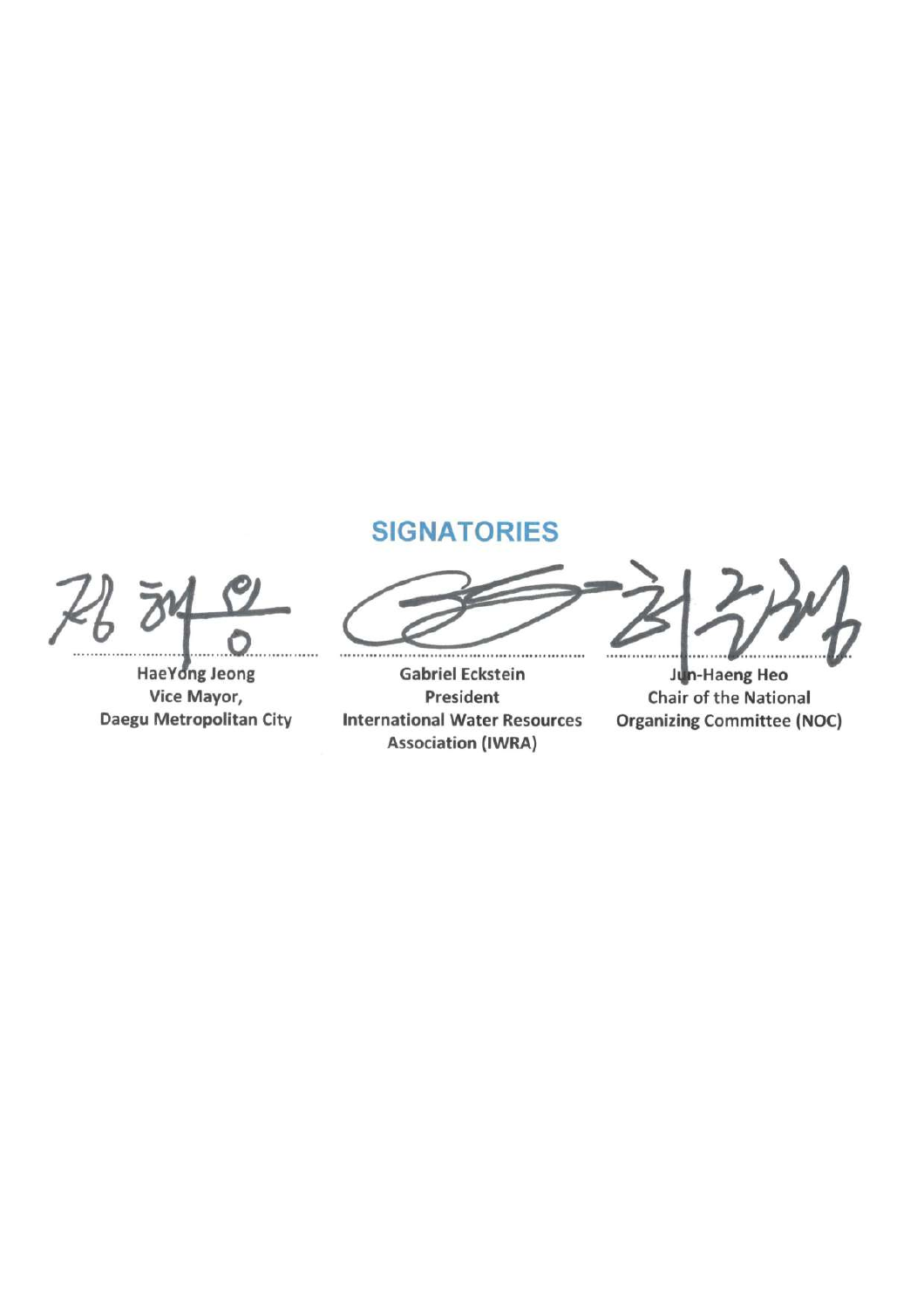## SIGNATORIES

| HaeYong Jeong | Gabriel Eckstein | Jun-Haeng Heo |
|---|---|---|
| Vice Mayor, | President | Chair of the National |
| Daegu Metropolitan City | International Water Resources Association (IWRA) | Organizing Committee (NOC) |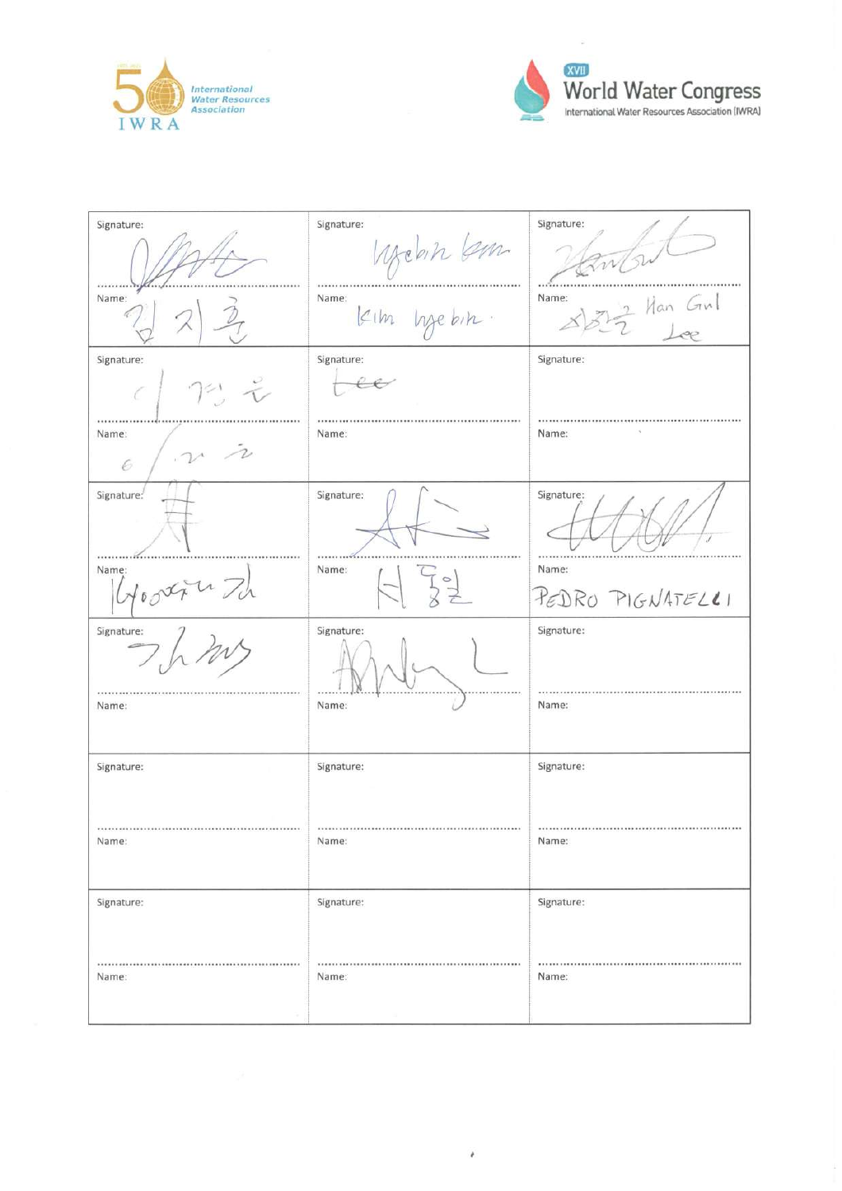International Water Resources Association IWRA

XVII World Water Congress
International Water Resources Association (IWRA)

| | | |
|---|---|---|
| Signature: | Signature: Hyebin Kim | Signature: |
| Name: 김지훈 | Name: Kim Hyebin. | Name: 서한글 Han Gul Lee |
| Signature: 이경은 | Signature: Lee | Signature: |
| Name: 이경은 | Name: | Name: |
| Signature: | Signature: | Signature: |
| Name: Hyeonju Kim | Name: 서동일 | Name: PEDRO PIGNATELLI |
| Signature: 김현 | Signature: | Signature: |
| Name: | Name: | Name: |
| Signature: | Signature: | Signature: |
| Name: | Name: | Name: |
| Signature: | Signature: | Signature: |
| Name: | Name: | Name: |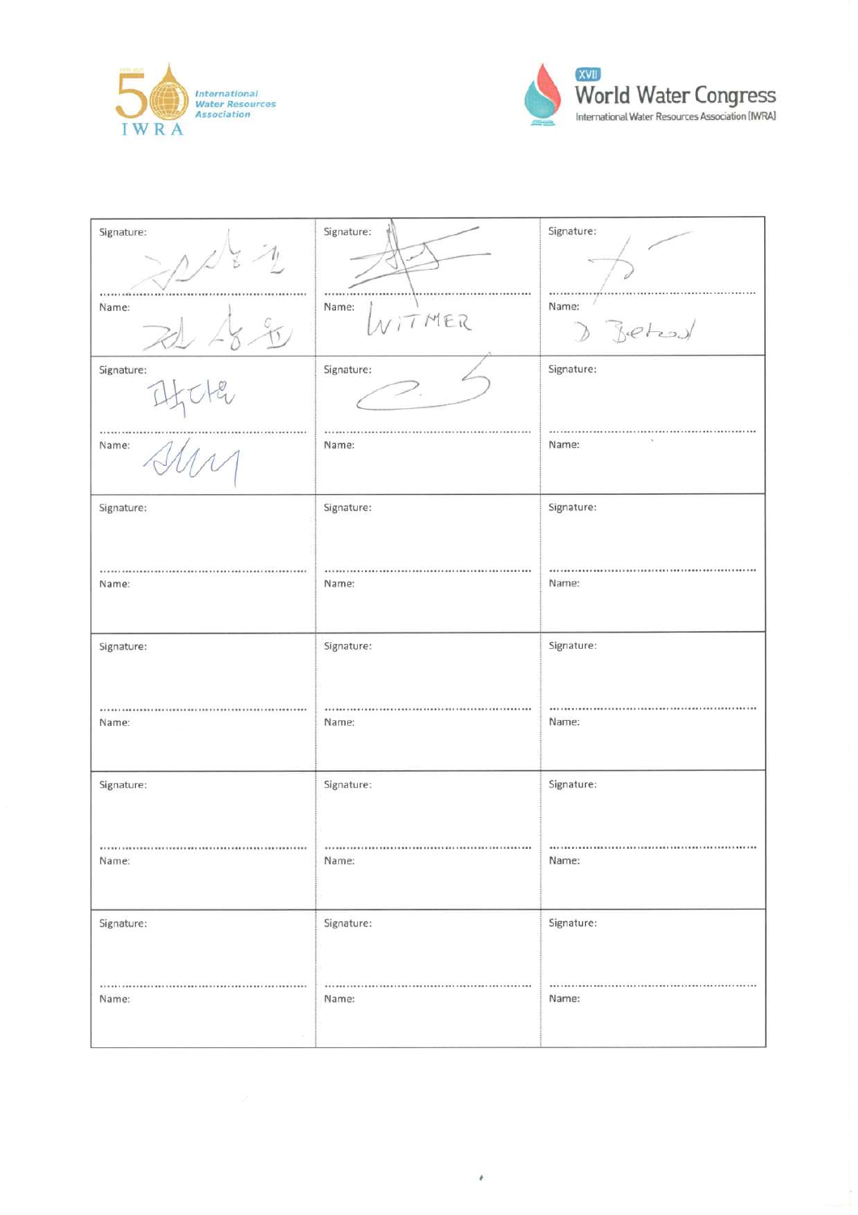International Water Resources Association

IWRA

XVII World Water Congress

International Water Resources Association (IWRA)

| | | |
|---|---|---|
| Signature: | Signature: | Signature: |
| Name: 김상원 | Name: WITMER | Name: D Betzold |
| Signature: 파다와 | Signature: | Signature: |
| Name: | Name: | Name: |
| Signature: | Signature: | Signature: |
| Name: | Name: | Name: |
| Signature: | Signature: | Signature: |
| Name: | Name: | Name: |
| Signature: | Signature: | Signature: |
| Name: | Name: | Name: |
| Signature: | Signature: | Signature: |
| Name: | Name: | Name: |